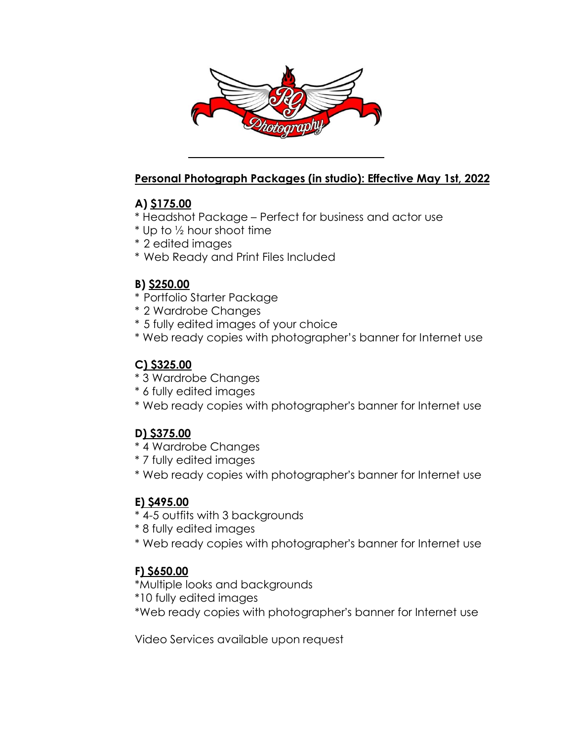## Personal Photograph Packages (in studio): Effective May 1st, 2022

### A) $175.00

* Headshot Package – Perfect for business and actor use
* Up to ½ hour shoot time
* 2 edited images
* Web Ready and Print Files Included

### B) $250.00

* Portfolio Starter Package
* 2 Wardrobe Changes
* 5 fully edited images of your choice
* Web ready copies with photographer's banner for Internet use

### C) $325.00

* 3 Wardrobe Changes
* 6 fully edited images
* Web ready copies with photographer's banner for Internet use

### D) $375.00

* 4 Wardrobe Changes
* 7 fully edited images
* Web ready copies with photographer's banner for Internet use

### E) $495.00

* 4-5 outfits with 3 backgrounds
* 8 fully edited images
* Web ready copies with photographer's banner for Internet use

### F) $650.00

* Multiple looks and backgrounds
* 10 fully edited images
* Web ready copies with photographer's banner for Internet use

Video Services available upon request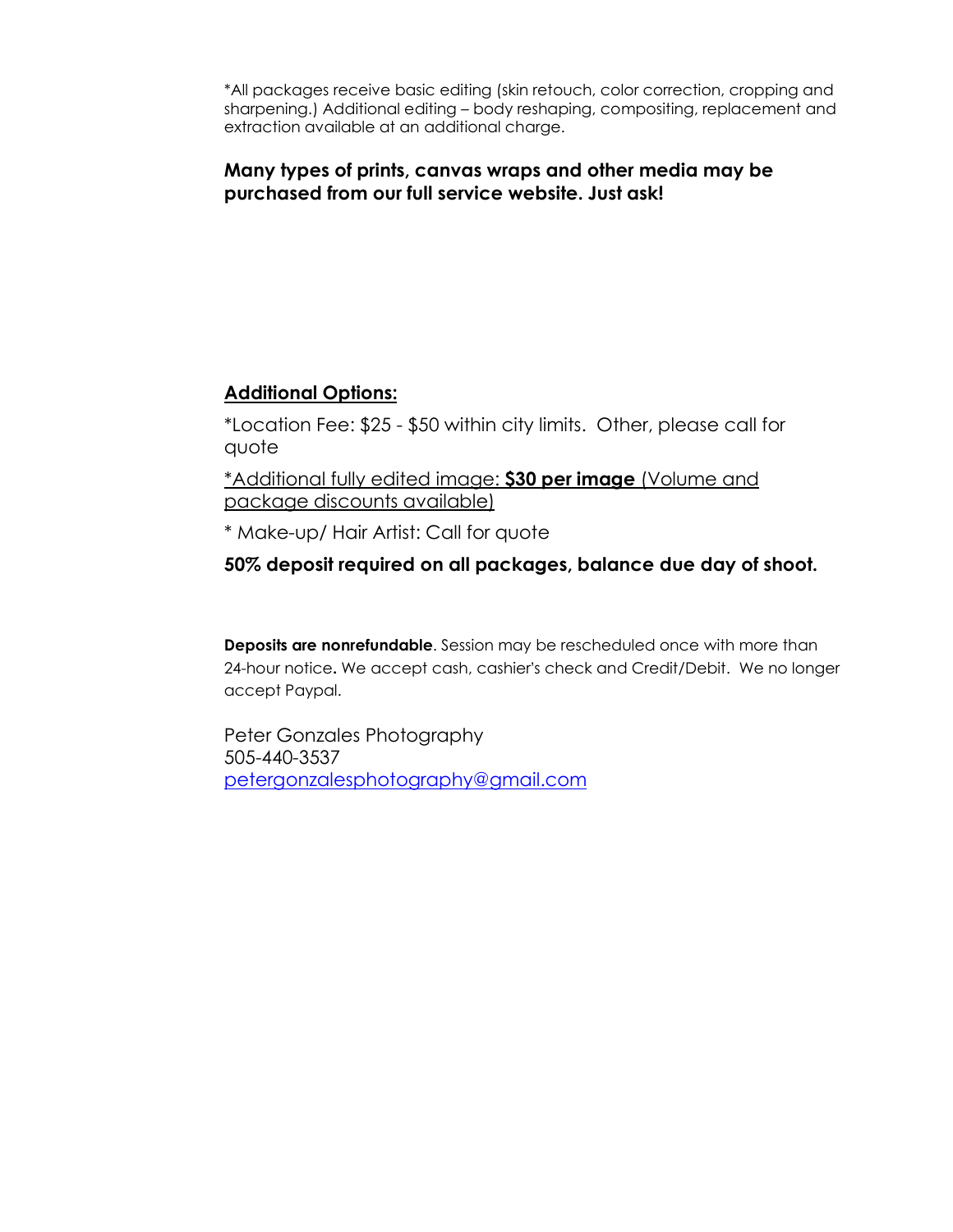*All packages receive basic editing (skin retouch, color correction, cropping and sharpening.) Additional editing – body reshaping, compositing, replacement and extraction available at an additional charge.

**Many types of prints, canvas wraps and other media may be purchased from our full service website. Just ask!**

**Additional Options:**

*Location Fee: $25 - $50 within city limits. Other, please call for quote

*Additional fully edited image: **$30 per image** (Volume and package discounts available)

* Make-up/ Hair Artist: Call for quote

**50% deposit required on all packages, balance due day of shoot.**

**Deposits are nonrefundable**. Session may be rescheduled once with more than 24-hour notice**.** We accept cash, cashier's check and Credit/Debit. We no longer accept Paypal.

Peter Gonzales Photography
505-440-3537
petergonzalesphotography@gmail.com